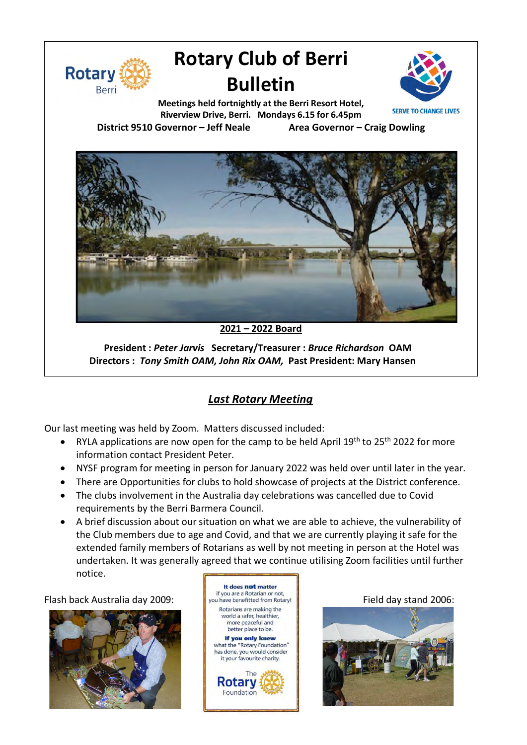# Rotary Club of Berri Bulletin

**Meetings held fortnightly at the Berri Resort Hotel, Riverview Drive, Berri. Mondays 6.15 for 6.45pm**

**District 9510 Governor – Jeff Neale** **Area Governor – Craig Dowling**

**2021 – 2022 Board**

**President :** ***Peter Jarvis*** **Secretary/Treasurer :** ***Bruce Richardson*** **OAM**
**Directors :** ***Tony Smith OAM, John Rix OAM,*** **Past President: Mary Hansen**

## *Last Rotary Meeting*

Our last meeting was held by Zoom. Matters discussed included:

- RYLA applications are now open for the camp to be held April 19th to 25th 2022 for more information contact President Peter.
- NYSF program for meeting in person for January 2022 was held over until later in the year.
- There are Opportunities for clubs to hold showcase of projects at the District conference.
- The clubs involvement in the Australia day celebrations was cancelled due to Covid requirements by the Berri Barmera Council.
- A brief discussion about our situation on what we are able to achieve, the vulnerability of the Club members due to age and Covid, and that we are currently playing it safe for the extended family members of Rotarians as well by not meeting in person at the Hotel was undertaken. It was generally agreed that we continue utilising Zoom facilities until further notice.

Flash back Australia day 2009:

**It does not matter** if you are a Rotarian or not, you have benefitted from Rotary!
Rotarians are making the world a safer, healthier, more peaceful and better place to be.
**If you only knew** what the "Rotary Foundation" has done, you would consider it your favourite charity.
The Rotary Foundation

Field day stand 2006: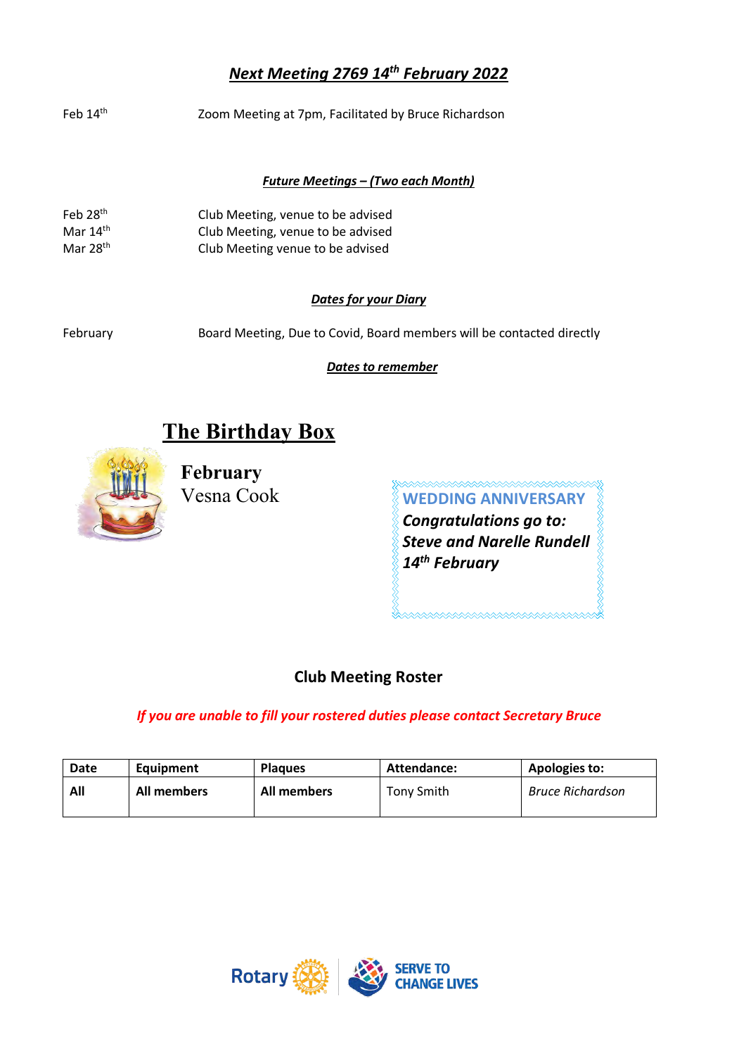## ***Next Meeting 2769 14th February 2022***

Feb 14th Zoom Meeting at 7pm, Facilitated by Bruce Richardson

### ***Future Meetings – (Two each Month)***

Feb 28th Club Meeting, venue to be advised
Mar 14th Club Meeting, venue to be advised
Mar 28th Club Meeting venue to be advised

### ***Dates for your Diary***

February Board Meeting, Due to Covid, Board members will be contacted directly

### ***Dates to remember***

## The Birthday Box

**February**
Vesna Cook

**WEDDING ANNIVERSARY**
***Congratulations go to:***
***Steve and Narelle Rundell***
***14th February***

### Club Meeting Roster

*If you are unable to fill your rostered duties please contact Secretary Bruce*

| Date | Equipment | Plaques | Attendance: | Apologies to: |
|---|---|---|---|---|
| **All** | **All members** | **All members** | Tony Smith | *Bruce Richardson* |

Rotary | SERVE TO CHANGE LIVES